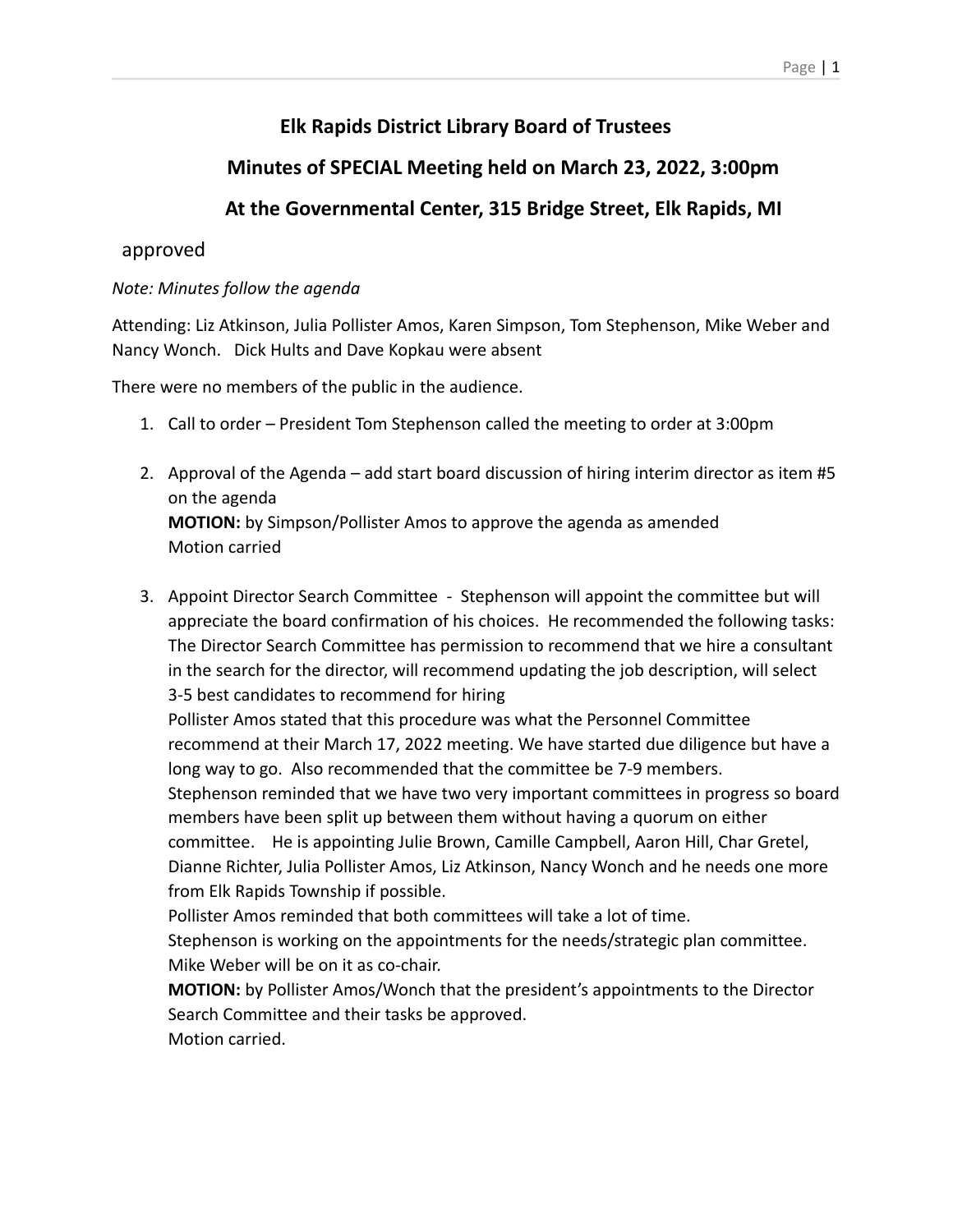# Elk Rapids District Library Board of Trustees

## Minutes of SPECIAL Meeting held on March 23, 2022, 3:00pm

## At the Governmental Center, 315 Bridge Street, Elk Rapids, MI

approved

*Note: Minutes follow the agenda*

Attending: Liz Atkinson, Julia Pollister Amos, Karen Simpson, Tom Stephenson, Mike Weber and Nancy Wonch. Dick Hults and Dave Kopkau were absent

There were no members of the public in the audience.

1. Call to order – President Tom Stephenson called the meeting to order at 3:00pm

2. Approval of the Agenda – add start board discussion of hiring interim director as item #5 on the agenda
   **MOTION:** by Simpson/Pollister Amos to approve the agenda as amended
   Motion carried

3. Appoint Director Search Committee - Stephenson will appoint the committee but will appreciate the board confirmation of his choices. He recommended the following tasks: The Director Search Committee has permission to recommend that we hire a consultant in the search for the director, will recommend updating the job description, will select 3-5 best candidates to recommend for hiring
   Pollister Amos stated that this procedure was what the Personnel Committee recommend at their March 17, 2022 meeting. We have started due diligence but have a long way to go. Also recommended that the committee be 7-9 members.
   Stephenson reminded that we have two very important committees in progress so board members have been split up between them without having a quorum on either committee. He is appointing Julie Brown, Camille Campbell, Aaron Hill, Char Gretel, Dianne Richter, Julia Pollister Amos, Liz Atkinson, Nancy Wonch and he needs one more from Elk Rapids Township if possible.
   Pollister Amos reminded that both committees will take a lot of time.
   Stephenson is working on the appointments for the needs/strategic plan committee. Mike Weber will be on it as co-chair.
   **MOTION:** by Pollister Amos/Wonch that the president's appointments to the Director Search Committee and their tasks be approved.
   Motion carried.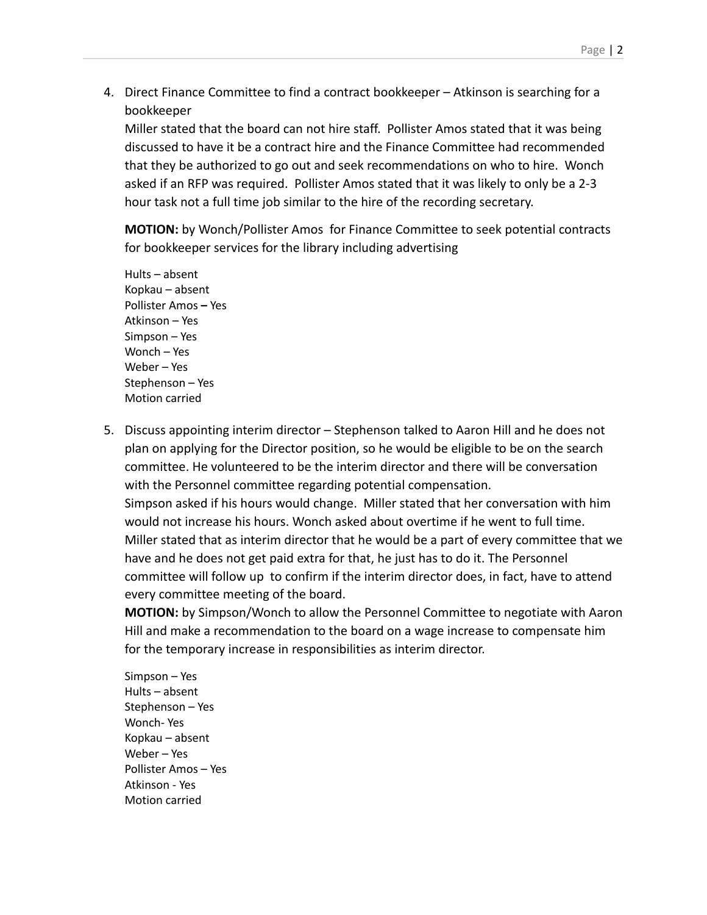4. Direct Finance Committee to find a contract bookkeeper – Atkinson is searching for a bookkeeper
   Miller stated that the board can not hire staff. Pollister Amos stated that it was being discussed to have it be a contract hire and the Finance Committee had recommended that they be authorized to go out and seek recommendations on who to hire. Wonch asked if an RFP was required. Pollister Amos stated that it was likely to only be a 2-3 hour task not a full time job similar to the hire of the recording secretary.

   **MOTION:** by Wonch/Pollister Amos for Finance Committee to seek potential contracts for bookkeeper services for the library including advertising

   Hults – absent
   Kopkau – absent
   Pollister Amos **–** Yes
   Atkinson – Yes
   Simpson – Yes
   Wonch – Yes
   Weber – Yes
   Stephenson – Yes
   Motion carried

5. Discuss appointing interim director – Stephenson talked to Aaron Hill and he does not plan on applying for the Director position, so he would be eligible to be on the search committee. He volunteered to be the interim director and there will be conversation with the Personnel committee regarding potential compensation.
   Simpson asked if his hours would change. Miller stated that her conversation with him would not increase his hours. Wonch asked about overtime if he went to full time. Miller stated that as interim director that he would be a part of every committee that we have and he does not get paid extra for that, he just has to do it. The Personnel committee will follow up to confirm if the interim director does, in fact, have to attend every committee meeting of the board.
   **MOTION:** by Simpson/Wonch to allow the Personnel Committee to negotiate with Aaron Hill and make a recommendation to the board on a wage increase to compensate him for the temporary increase in responsibilities as interim director.

   Simpson – Yes
   Hults – absent
   Stephenson – Yes
   Wonch- Yes
   Kopkau – absent
   Weber – Yes
   Pollister Amos – Yes
   Atkinson - Yes
   Motion carried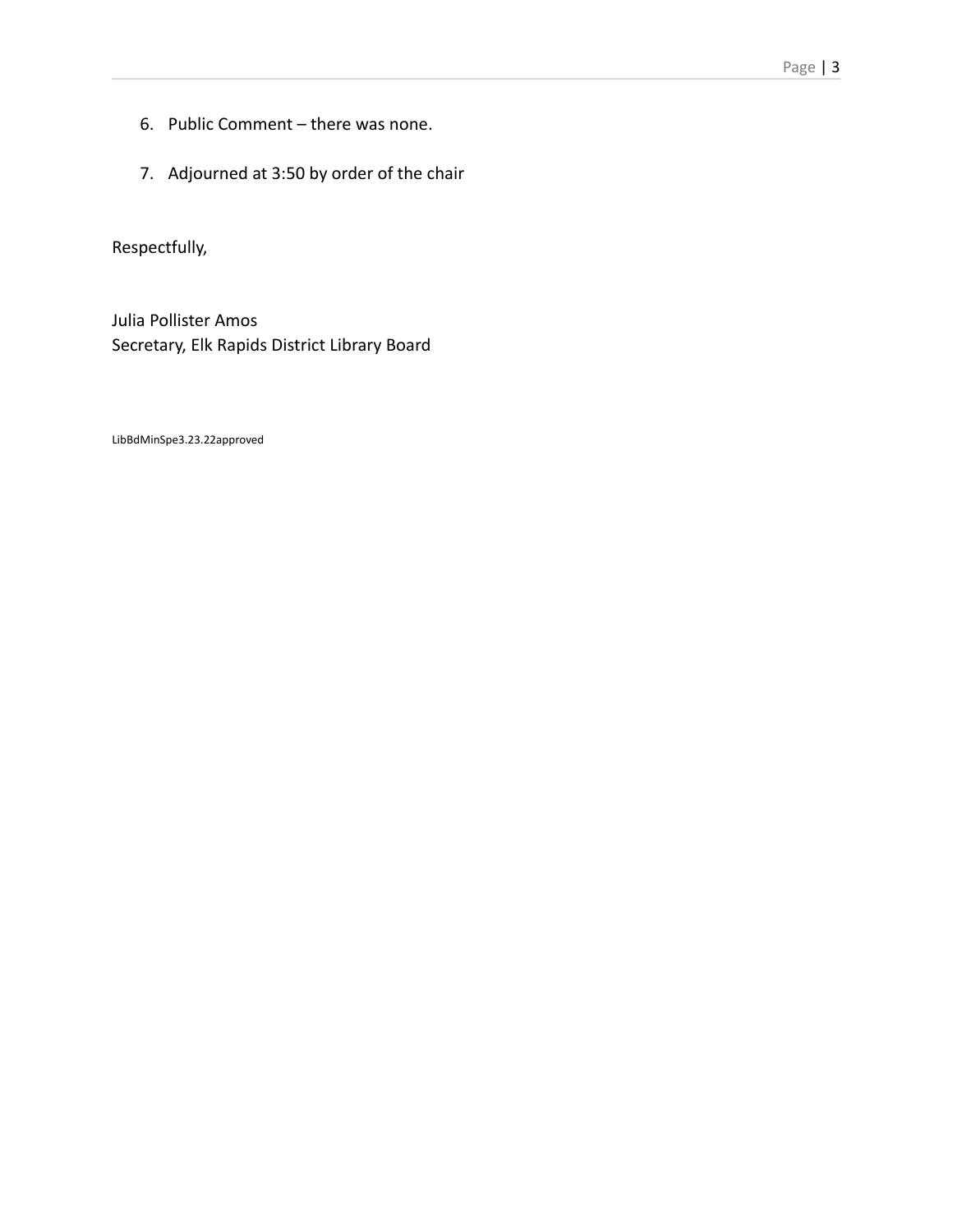6. Public Comment – there was none.

7. Adjourned at 3:50 by order of the chair

Respectfully,

Julia Pollister Amos
Secretary, Elk Rapids District Library Board

LibBdMinSpe3.23.22approved